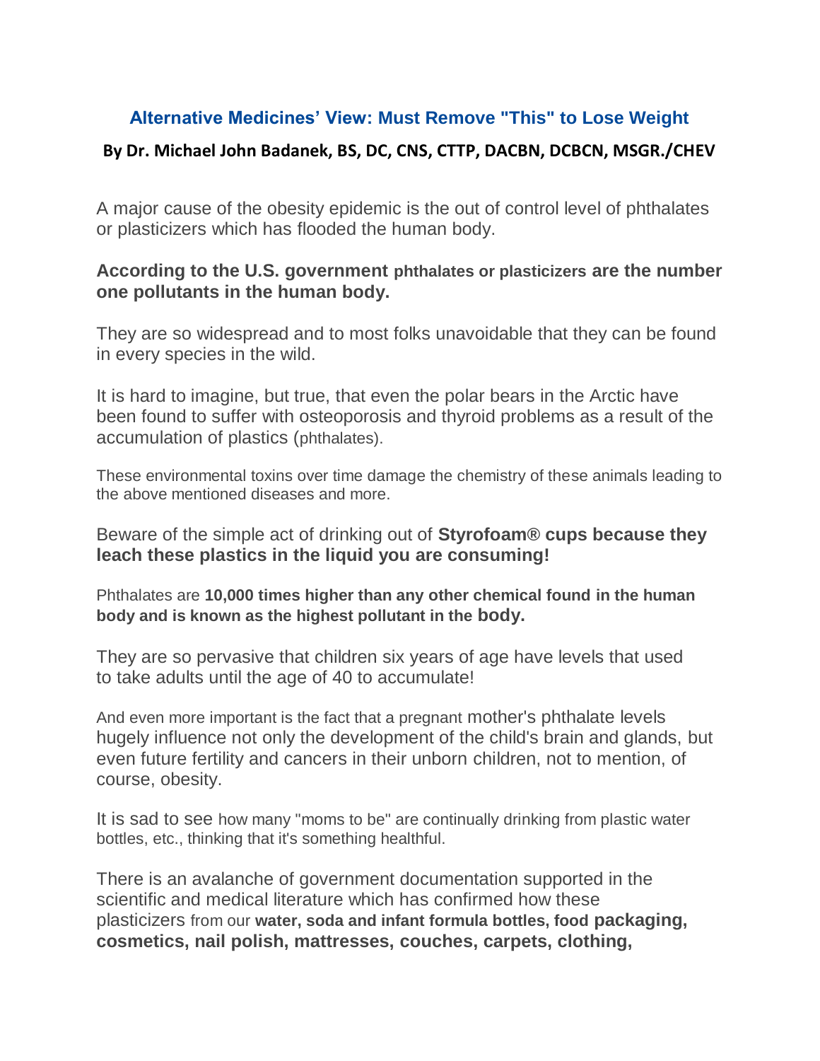# Alternative Medicines' View: Must Remove "This" to Lose Weight

**By Dr. Michael John Badanek, BS, DC, CNS, CTTP, DACBN, DCBCN, MSGR./CHEV**

A major cause of the obesity epidemic is the out of control level of phthalates or plasticizers which has flooded the human body.

**According to the U.S. government phthalates or plasticizers are the number one pollutants in the human body.**

They are so widespread and to most folks unavoidable that they can be found in every species in the wild.

It is hard to imagine, but true, that even the polar bears in the Arctic have been found to suffer with osteoporosis and thyroid problems as a result of the accumulation of plastics (phthalates).

These environmental toxins over time damage the chemistry of these animals leading to the above mentioned diseases and more.

Beware of the simple act of drinking out of **Styrofoam® cups because they leach these plastics in the liquid you are consuming!**

Phthalates are **10,000 times higher than any other chemical found in the human body and is known as the highest pollutant in the body.**

They are so pervasive that children six years of age have levels that used to take adults until the age of 40 to accumulate!

And even more important is the fact that a pregnant mother's phthalate levels hugely influence not only the development of the child's brain and glands, but even future fertility and cancers in their unborn children, not to mention, of course, obesity.

It is sad to see how many "moms to be" are continually drinking from plastic water bottles, etc., thinking that it's something healthful.

There is an avalanche of government documentation supported in the scientific and medical literature which has confirmed how these plasticizers from our **water, soda and infant formula bottles, food packaging, cosmetics, nail polish, mattresses, couches, carpets, clothing,**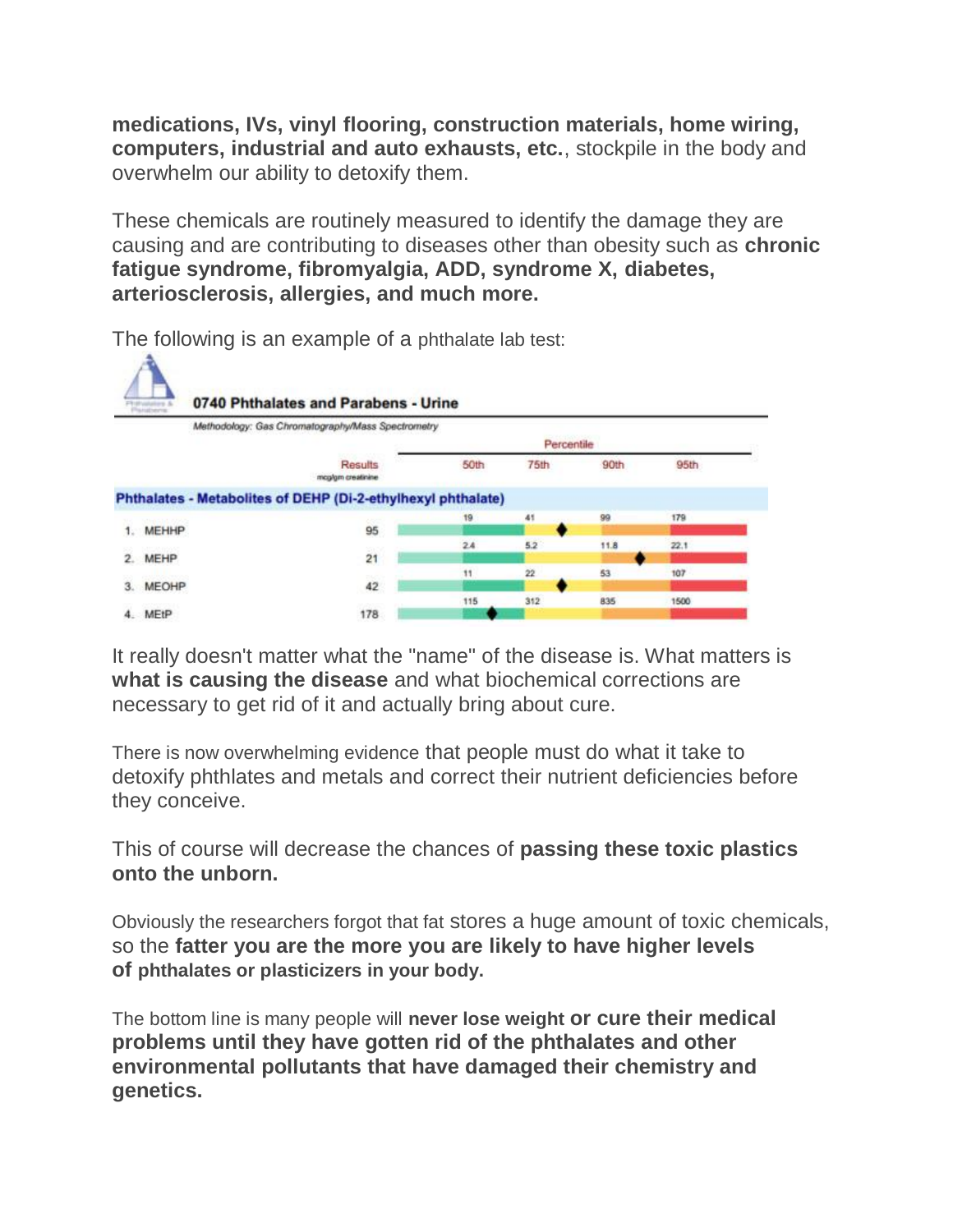**medications, IVs, vinyl flooring, construction materials, home wiring, computers, industrial and auto exhausts, etc.**, stockpile in the body and overwhelm our ability to detoxify them.

These chemicals are routinely measured to identify the damage they are causing and are contributing to diseases other than obesity such as **chronic fatigue syndrome, fibromyalgia, ADD, syndrome X, diabetes, arteriosclerosis, allergies, and much more.**

The following is an example of a phthalate lab test:

**0740 Phthalates and Parabens - Urine**

*Methodology: Gas Chromatography/Mass Spectrometry*

| | Results (mcg/gm creatinine) | 50th Percentile | 75th Percentile | 90th Percentile | 95th Percentile |
|---|---|---|---|---|---|
| **Phthalates - Metabolites of DEHP (Di-2-ethylhexyl phthalate)** | | | | | |
| 1. MEHHP | 95 | 19 | 41 | 99 | 179 |
| 2. MEHP | 21 | 2.4 | 5.2 | 11.8 | 22.1 |
| 3. MEOHP | 42 | 11 | 22 | 53 | 107 |
| 4. MEtP | 178 | 115 | 312 | 835 | 1500 |

It really doesn't matter what the "name" of the disease is. What matters is **what is causing the disease** and what biochemical corrections are necessary to get rid of it and actually bring about cure.

There is now overwhelming evidence that people must do what it take to detoxify phthlates and metals and correct their nutrient deficiencies before they conceive.

This of course will decrease the chances of **passing these toxic plastics onto the unborn.**

Obviously the researchers forgot that fat stores a huge amount of toxic chemicals, so the **fatter you are the more you are likely to have higher levels of phthalates or plasticizers in your body.**

The bottom line is many people will **never lose weight or cure their medical problems until they have gotten rid of the phthalates and other environmental pollutants that have damaged their chemistry and genetics.**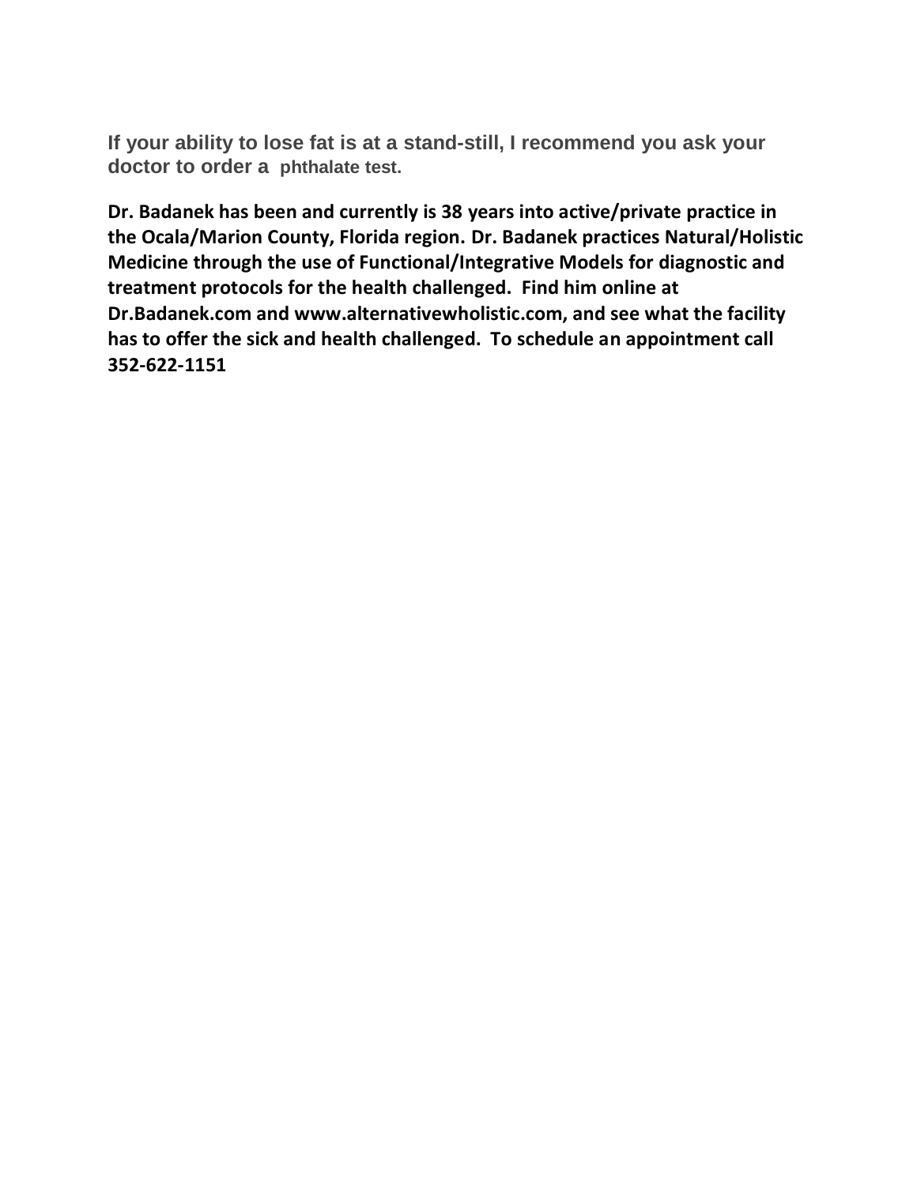**If your ability to lose fat is at a stand-still, I recommend you ask your doctor to order a phthalate test.**

**Dr. Badanek has been and currently is 38 years into active/private practice in the Ocala/Marion County, Florida region. Dr. Badanek practices Natural/Holistic Medicine through the use of Functional/Integrative Models for diagnostic and treatment protocols for the health challenged. Find him online at Dr.Badanek.com and www.alternativewholistic.com, and see what the facility has to offer the sick and health challenged. To schedule an appointment call 352-622-1151**